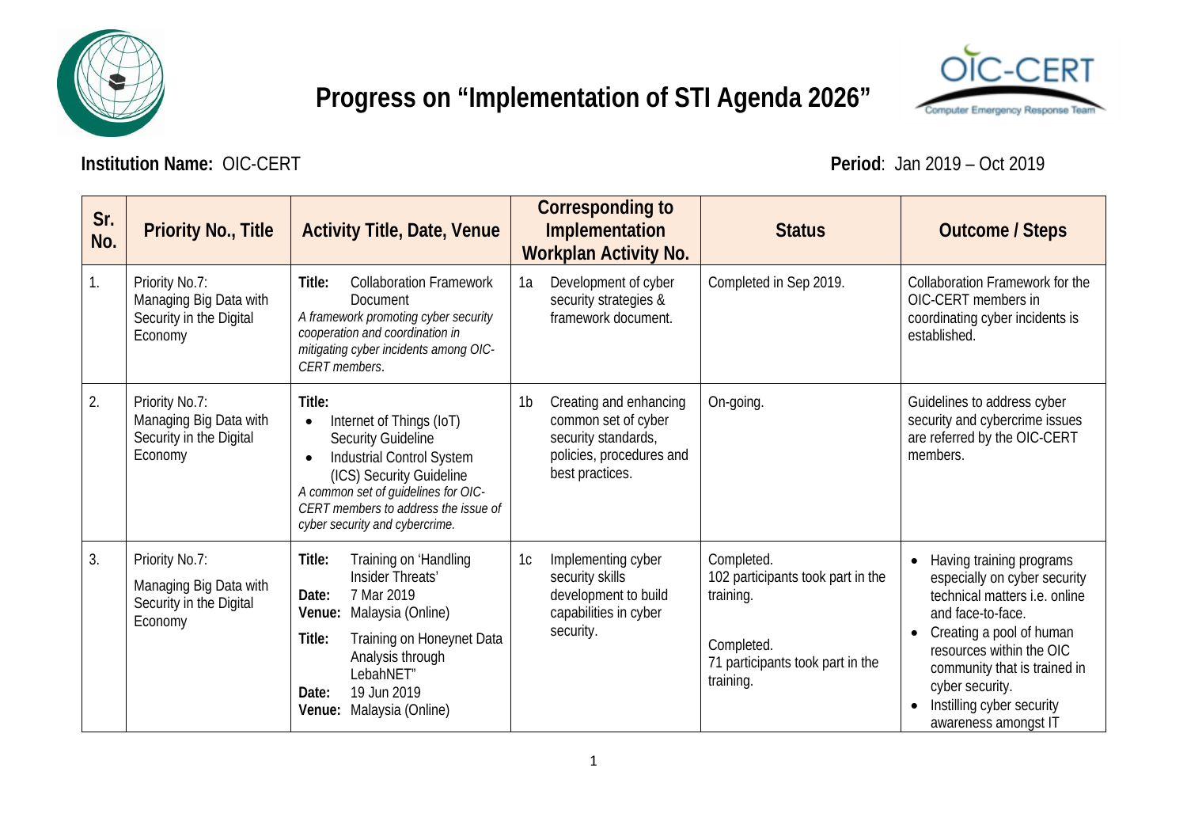# Progress on "Implementation of STI Agenda 2026"

**Institution Name:** OIC-CERT

**Period**: Jan 2019 – Oct 2019

| Sr. No. | Priority No., Title | Activity Title, Date, Venue | Corresponding to Implementation Workplan Activity No. | Status | Outcome / Steps |
|---|---|---|---|---|---|
| 1. | Priority No.7: Managing Big Data with Security in the Digital Economy | **Title:** Collaboration Framework Document<br>*A framework promoting cyber security cooperation and coordination in mitigating cyber incidents among OIC-CERT members*. | 1a Development of cyber security strategies & framework document. | Completed in Sep 2019. | Collaboration Framework for the OIC-CERT members in coordinating cyber incidents is established. |
| 2. | Priority No.7: Managing Big Data with Security in the Digital Economy | **Title:**<br>• Internet of Things (IoT) Security Guideline<br>• Industrial Control System (ICS) Security Guideline<br>*A common set of guidelines for OIC-CERT members to address the issue of cyber security and cybercrime.* | 1b Creating and enhancing common set of cyber security standards, policies, procedures and best practices. | On-going. | Guidelines to address cyber security and cybercrime issues are referred by the OIC-CERT members. |
| 3. | Priority No.7: Managing Big Data with Security in the Digital Economy | **Title:** Training on 'Handling Insider Threats'<br>**Date:** 7 Mar 2019<br>**Venue:** Malaysia (Online)<br>**Title:** Training on Honeynet Data Analysis through LebahNET"<br>**Date:** 19 Jun 2019<br>**Venue:** Malaysia (Online) | 1c Implementing cyber security skills development to build capabilities in cyber security. | Completed.<br>102 participants took part in the training.<br><br>Completed.<br>71 participants took part in the training. | • Having training programs especially on cyber security technical matters i.e. online and face-to-face.<br>• Creating a pool of human resources within the OIC community that is trained in cyber security.<br>• Instilling cyber security awareness amongst IT |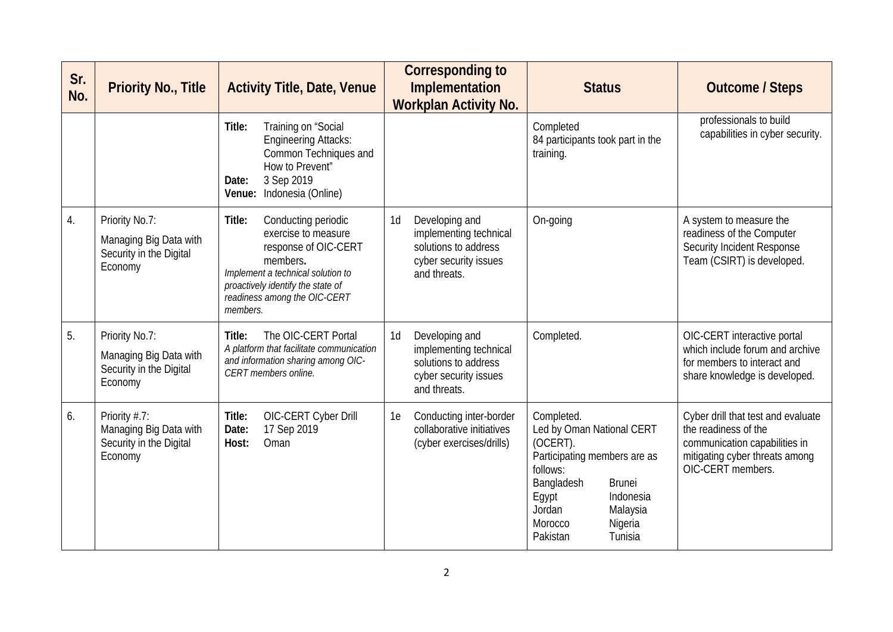| Sr. No. | Priority No., Title | Activity Title, Date, Venue | Corresponding to Implementation Workplan Activity No. | Status | Outcome / Steps |
|---|---|---|---|---|---|
| | | **Title:** Training on "Social Engineering Attacks: Common Techniques and How to Prevent"<br>**Date:** 3 Sep 2019<br>**Venue:** Indonesia (Online) | | Completed<br>84 participants took part in the training. | professionals to build capabilities in cyber security. |
| 4. | Priority No.7:<br>Managing Big Data with Security in the Digital Economy | **Title:** Conducting periodic exercise to measure response of OIC-CERT members**.**<br>*Implement a technical solution to proactively identify the state of readiness among the OIC-CERT members.* | 1d Developing and implementing technical solutions to address cyber security issues and threats. | On-going | A system to measure the readiness of the Computer Security Incident Response Team (CSIRT) is developed. |
| 5. | Priority No.7:<br>Managing Big Data with Security in the Digital Economy | **Title:** The OIC-CERT Portal<br>*A platform that facilitate communication and information sharing among OIC-CERT members online.* | 1d Developing and implementing technical solutions to address cyber security issues and threats. | Completed. | OIC-CERT interactive portal which include forum and archive for members to interact and share knowledge is developed. |
| 6. | Priority #.7:<br>Managing Big Data with Security in the Digital Economy | **Title:** OIC-CERT Cyber Drill<br>**Date:** 17 Sep 2019<br>**Host:** Oman | 1e Conducting inter-border collaborative initiatives (cyber exercises/drills) | Completed.<br>Led by Oman National CERT (OCERT).<br>Participating members are as follows:<br>Bangladesh, Brunei, Egypt, Indonesia, Jordan, Malaysia, Morocco, Nigeria, Pakistan, Tunisia | Cyber drill that test and evaluate the readiness of the communication capabilities in mitigating cyber threats among OIC-CERT members. |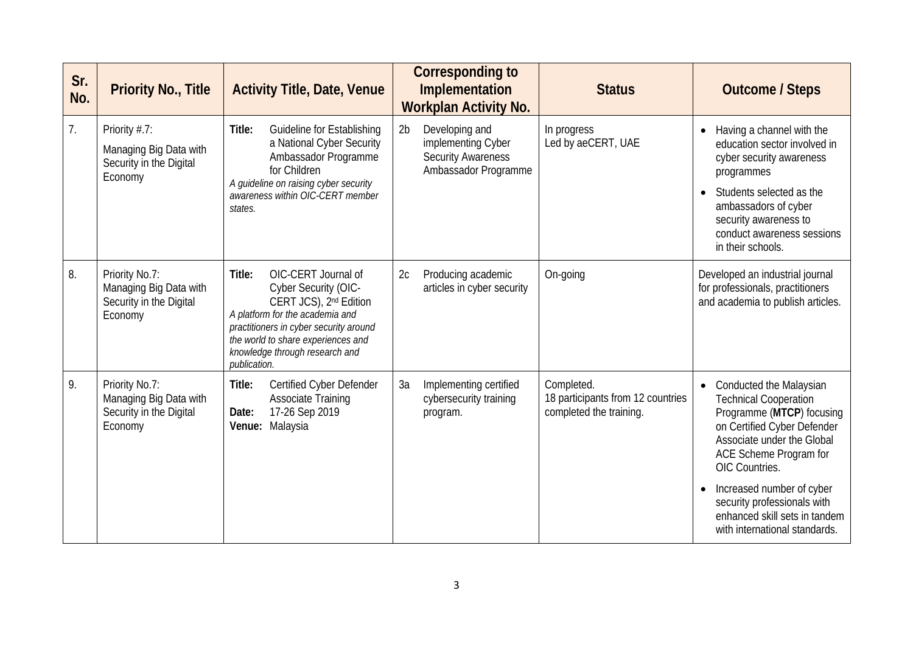| Sr. No. | Priority No., Title | Activity Title, Date, Venue | Corresponding to Implementation Workplan Activity No. | Status | Outcome / Steps |
|---|---|---|---|---|---|
| 7. | Priority #.7: Managing Big Data with Security in the Digital Economy | **Title:** Guideline for Establishing a National Cyber Security Ambassador Programme for Children<br>*A guideline on raising cyber security awareness within OIC-CERT member states.* | 2b Developing and implementing Cyber Security Awareness Ambassador Programme | In progress<br>Led by aeCERT, UAE | • Having a channel with the education sector involved in cyber security awareness programmes<br>• Students selected as the ambassadors of cyber security awareness to conduct awareness sessions in their schools. |
| 8. | Priority No.7: Managing Big Data with Security in the Digital Economy | **Title:** OIC-CERT Journal of Cyber Security (OIC-CERT JCS), 2nd Edition<br>*A platform for the academia and practitioners in cyber security around the world to share experiences and knowledge through research and publication.* | 2c Producing academic articles in cyber security | On-going | Developed an industrial journal for professionals, practitioners and academia to publish articles. |
| 9. | Priority No.7: Managing Big Data with Security in the Digital Economy | **Title:** Certified Cyber Defender Associate Training<br>**Date:** 17-26 Sep 2019<br>**Venue:** Malaysia | 3a Implementing certified cybersecurity training program. | Completed.<br>18 participants from 12 countries completed the training. | • Conducted the Malaysian Technical Cooperation Programme (**MTCP**) focusing on Certified Cyber Defender Associate under the Global ACE Scheme Program for OIC Countries.<br>• Increased number of cyber security professionals with enhanced skill sets in tandem with international standards. |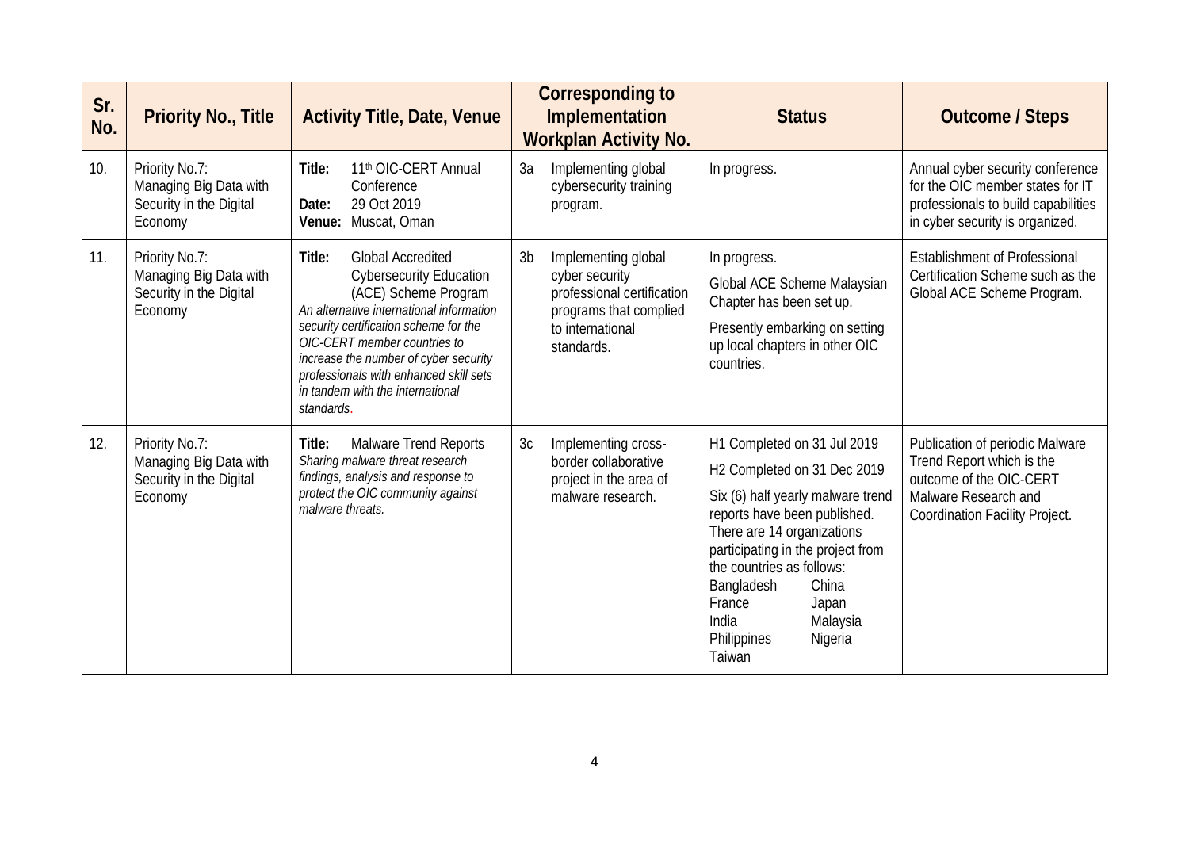| Sr. No. | Priority No., Title | Activity Title, Date, Venue | Corresponding to Implementation Workplan Activity No. | Status | Outcome / Steps |
|---|---|---|---|---|---|
| 10. | Priority No.7: Managing Big Data with Security in the Digital Economy | **Title:** 11th OIC-CERT Annual Conference<br>**Date:** 29 Oct 2019<br>**Venue:** Muscat, Oman | 3a Implementing global cybersecurity training program. | In progress. | Annual cyber security conference for the OIC member states for IT professionals to build capabilities in cyber security is organized. |
| 11. | Priority No.7: Managing Big Data with Security in the Digital Economy | **Title:** Global Accredited Cybersecurity Education (ACE) Scheme Program<br>*An alternative international information security certification scheme for the OIC-CERT member countries to increase the number of cyber security professionals with enhanced skill sets in tandem with the international standards.* | 3b Implementing global cyber security professional certification programs that complied to international standards. | In progress.<br>Global ACE Scheme Malaysian Chapter has been set up.<br>Presently embarking on setting up local chapters in other OIC countries. | Establishment of Professional Certification Scheme such as the Global ACE Scheme Program. |
| 12. | Priority No.7: Managing Big Data with Security in the Digital Economy | **Title:** Malware Trend Reports<br>*Sharing malware threat research findings, analysis and response to protect the OIC community against malware threats.* | 3c Implementing cross-border collaborative project in the area of malware research. | H1 Completed on 31 Jul 2019<br>H2 Completed on 31 Dec 2019<br>Six (6) half yearly malware trend reports have been published. There are 14 organizations participating in the project from the countries as follows:<br>Bangladesh, China, France, Japan, India, Malaysia, Philippines, Nigeria, Taiwan | Publication of periodic Malware Trend Report which is the outcome of the OIC-CERT Malware Research and Coordination Facility Project. |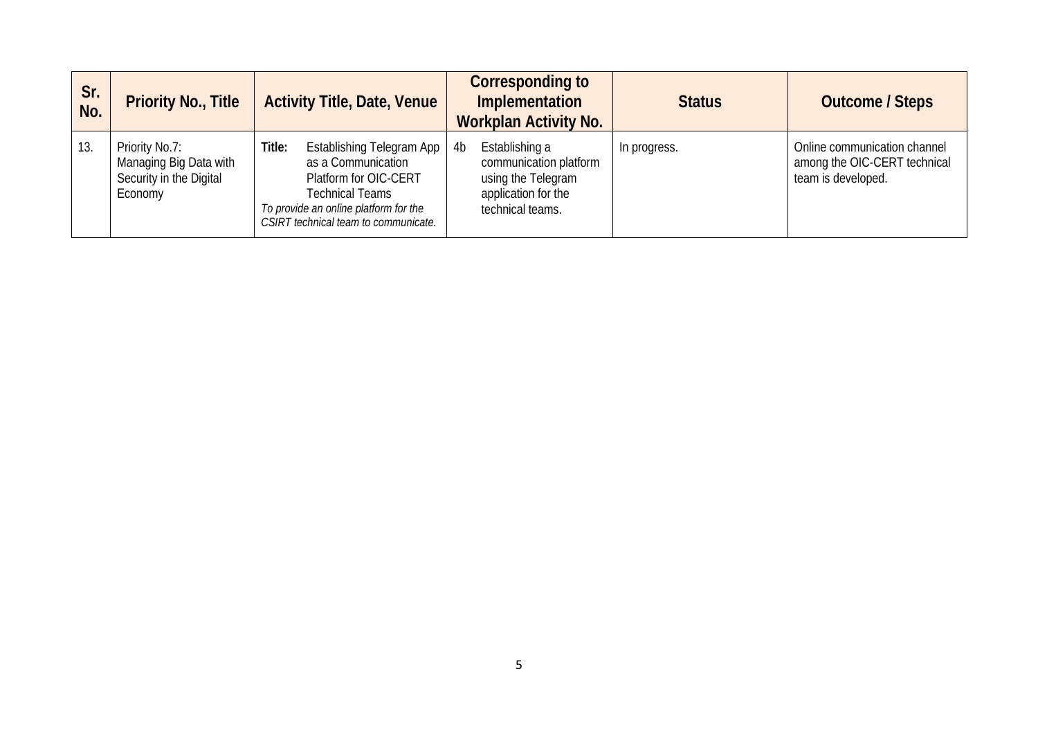| Sr. No. | Priority No., Title | Activity Title, Date, Venue | Corresponding to Implementation Workplan Activity No. | Status | Outcome / Steps |
|---|---|---|---|---|---|
| 13. | Priority No.7: Managing Big Data with Security in the Digital Economy | **Title:** Establishing Telegram App as a Communication Platform for OIC-CERT Technical Teams<br>*To provide an online platform for the CSIRT technical team to communicate.* | 4b Establishing a communication platform using the Telegram application for the technical teams. | In progress. | Online communication channel among the OIC-CERT technical team is developed. |